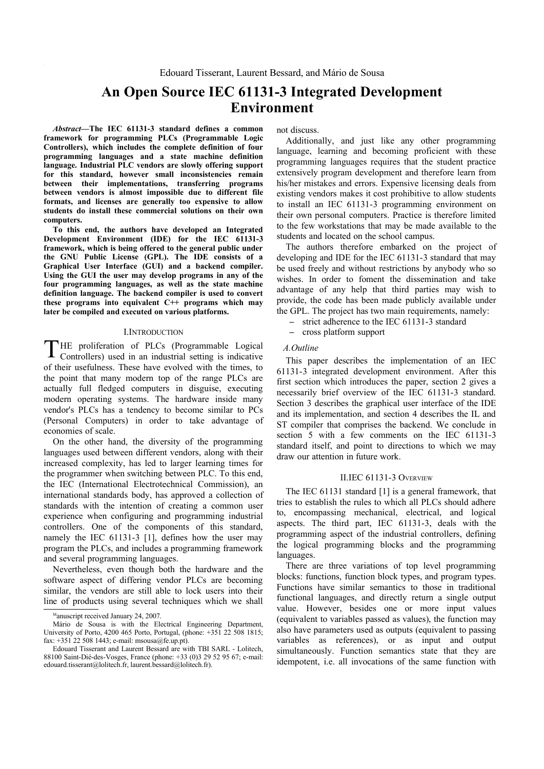Edouard Tisserant, Laurent Bessard, and Mário de Sousa

# An Open Source IEC 61131-3 Integrated Development Environment

***Abstract*—The IEC 61131-3 standard defines a common framework for programming PLCs (Programmable Logic Controllers), which includes the complete definition of four programming languages and a state machine definition language. Industrial PLC vendors are slowly offering support for this standard, however small inconsistencies remain between their implementations, transferring programs between vendors is almost impossible due to different file formats, and licenses are generally too expensive to allow students do install these commercial solutions on their own computers.**

**To this end, the authors have developed an Integrated Development Environment (IDE) for the IEC 61131-3 framework, which is being offered to the general public under the GNU Public License (GPL). The IDE consists of a Graphical User Interface (GUI) and a backend compiler. Using the GUI the user may develop programs in any of the four programming languages, as well as the state machine definition language. The backend compiler is used to convert these programs into equivalent C++ programs which may later be compiled and executed on various platforms.**

## I. Introduction

The proliferation of PLCs (Programmable Logical Controllers) used in an industrial setting is indicative of their usefulness. These have evolved with the times, to the point that many modern top of the range PLCs are actually full fledged computers in disguise, executing modern operating systems. The hardware inside many vendor's PLCs has a tendency to become similar to PCs (Personal Computers) in order to take advantage of economies of scale.

On the other hand, the diversity of the programming languages used between different vendors, along with their increased complexity, has led to larger learning times for the programmer when switching between PLC. To this end, the IEC (International Electrotechnical Commission), an international standards body, has approved a collection of standards with the intention of creating a common user experience when configuring and programming industrial controllers. One of the components of this standard, namely the IEC 61131-3 [1], defines how the user may program the PLCs, and includes a programming framework and several programming languages.

Nevertheless, even though both the hardware and the software aspect of differing vendor PLCs are becoming similar, the vendors are still able to lock users into their line of products using several techniques which we shall not discuss.

Additionally, and just like any other programming language, learning and becoming proficient with these programming languages requires that the student practice extensively program development and therefore learn from his/her mistakes and errors. Expensive licensing deals from existing vendors makes it cost prohibitive to allow students to install an IEC 61131-3 programming environment on their own personal computers. Practice is therefore limited to the few workstations that may be made available to the students and located on the school campus.

The authors therefore embarked on the project of developing and IDE for the IEC 61131-3 standard that may be used freely and without restrictions by anybody who so wishes. In order to foment the dissemination and take advantage of any help that third parties may wish to provide, the code has been made publicly available under the GPL. The project has two main requirements, namely:

- strict adherence to the IEC 61131-3 standard
- cross platform support

### *A. Outline*

This paper describes the implementation of an IEC 61131-3 integrated development environment. After this first section which introduces the paper, section 2 gives a necessarily brief overview of the IEC 61131-3 standard. Section 3 describes the graphical user interface of the IDE and its implementation, and section 4 describes the IL and ST compiler that comprises the backend. We conclude in section 5 with a few comments on the IEC 61131-3 standard itself, and point to directions to which we may draw our attention in future work.

## II. IEC 61131-3 Overview

The IEC 61131 standard [1] is a general framework, that tries to establish the rules to which all PLCs should adhere to, encompassing mechanical, electrical, and logical aspects. The third part, IEC 61131-3, deals with the programming aspect of the industrial controllers, defining the logical programming blocks and the programming languages.

There are three variations of top level programming blocks: functions, function block types, and program types. Functions have similar semantics to those in traditional functional languages, and directly return a single output value. However, besides one or more input values (equivalent to variables passed as values), the function may also have parameters used as outputs (equivalent to passing variables as references), or as input and output simultaneously. Function semantics state that they are idempotent, i.e. all invocations of the same function with

---

Manuscript received January 24, 2007.

Mário de Sousa is with the Electrical Engineering Department, University of Porto, 4200 465 Porto, Portugal, (phone: +351 22 508 1815; fax: +351 22 508 1443; e-mail: msousa@fe.up.pt).

Edouard Tisserant and Laurent Bessard are with TBI SARL - Lolitech, 88100 Saint-Dié-des-Vosges, France (phone: +33 (0)3 29 52 95 67; e-mail: edouard.tisserant@lolitech.fr, laurent.bessard@lolitech.fr).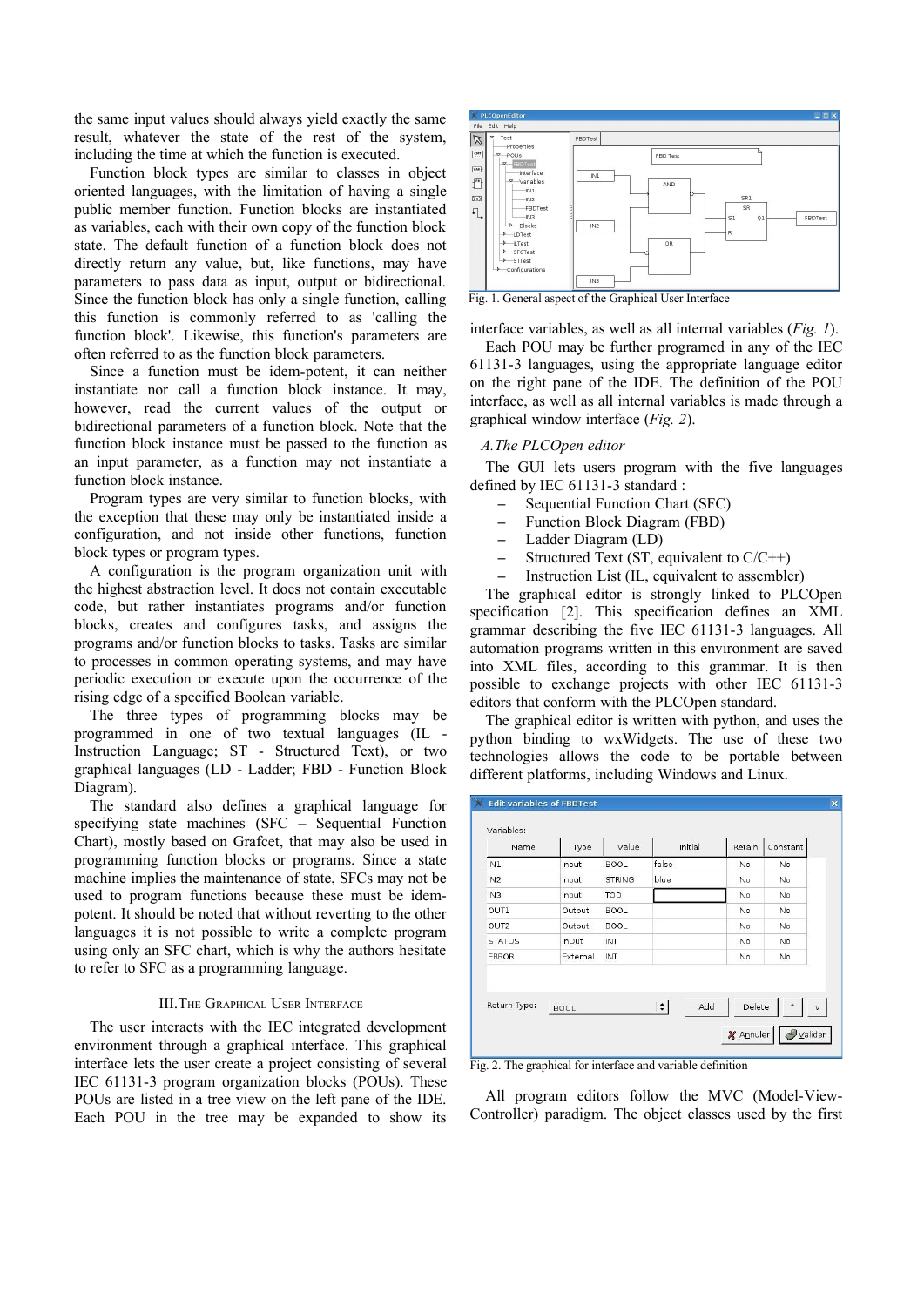the same input values should always yield exactly the same result, whatever the state of the rest of the system, including the time at which the function is executed.

Function block types are similar to classes in object oriented languages, with the limitation of having a single public member function. Function blocks are instantiated as variables, each with their own copy of the function block state. The default function of a function block does not directly return any value, but, like functions, may have parameters to pass data as input, output or bidirectional. Since the function block has only a single function, calling this function is commonly referred to as 'calling the function block'. Likewise, this function's parameters are often referred to as the function block parameters.

Since a function must be idem-potent, it can neither instantiate nor call a function block instance. It may, however, read the current values of the output or bidirectional parameters of a function block. Note that the function block instance must be passed to the function as an input parameter, as a function may not instantiate a function block instance.

Program types are very similar to function blocks, with the exception that these may only be instantiated inside a configuration, and not inside other functions, function block types or program types.

A configuration is the program organization unit with the highest abstraction level. It does not contain executable code, but rather instantiates programs and/or function blocks, creates and configures tasks, and assigns the programs and/or function blocks to tasks. Tasks are similar to processes in common operating systems, and may have periodic execution or execute upon the occurrence of the rising edge of a specified Boolean variable.

The three types of programming blocks may be programmed in one of two textual languages (IL - Instruction Language; ST - Structured Text), or two graphical languages (LD - Ladder; FBD - Function Block Diagram).

The standard also defines a graphical language for specifying state machines (SFC – Sequential Function Chart), mostly based on Grafcet, that may also be used in programming function blocks or programs. Since a state machine implies the maintenance of state, SFCs may not be used to program functions because these must be idem-potent. It should be noted that without reverting to the other languages it is not possible to write a complete program using only an SFC chart, which is why the authors hesitate to refer to SFC as a programming language.

## III. The Graphical User Interface

The user interacts with the IEC integrated development environment through a graphical interface. This graphical interface lets the user create a project consisting of several IEC 61131-3 program organization blocks (POUs). These POUs are listed in a tree view on the left pane of the IDE. Each POU in the tree may be expanded to show its interface variables, as well as all internal variables (*Fig. 1*).

Fig. 1. General aspect of the Graphical User Interface

Each POU may be further programed in any of the IEC 61131-3 languages, using the appropriate language editor on the right pane of the IDE. The definition of the POU interface, as well as all internal variables is made through a graphical window interface (*Fig. 2*).

### A. The PLCOpen editor

The GUI lets users program with the five languages defined by IEC 61131-3 standard :

- Sequential Function Chart (SFC)
- Function Block Diagram (FBD)
- Ladder Diagram (LD)
- Structured Text (ST, equivalent to C/C++)
- Instruction List (IL, equivalent to assembler)

The graphical editor is strongly linked to PLCOpen specification [2]. This specification defines an XML grammar describing the five IEC 61131-3 languages. All automation programs written in this environment are saved into XML files, according to this grammar. It is then possible to exchange projects with other IEC 61131-3 editors that conform with the PLCOpen standard.

The graphical editor is written with python, and uses the python binding to wxWidgets. The use of these two technologies allows the code to be portable between different platforms, including Windows and Linux.

Fig. 2. The graphical for interface and variable definition

All program editors follow the MVC (Model-View-Controller) paradigm. The object classes used by the first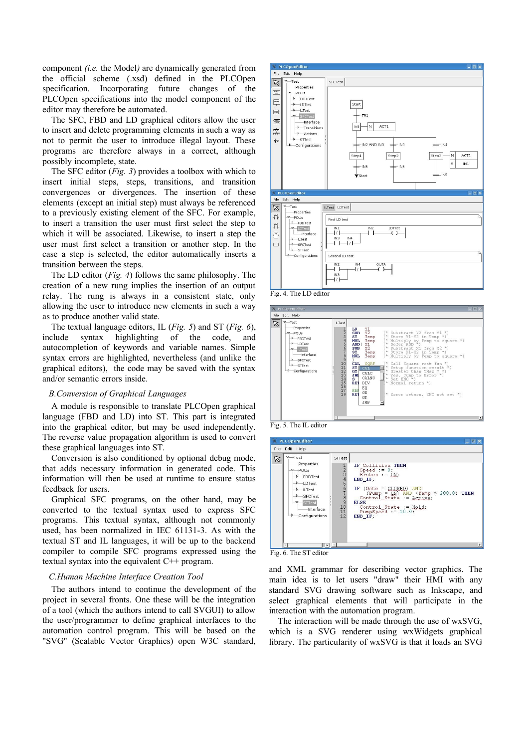component *(i.e.* the Model*)* are dynamically generated from the official scheme (.xsd) defined in the PLCOpen specification. Incorporating future changes of the PLCOpen specifications into the model component of the editor may therefore be automated.

The SFC, FBD and LD graphical editors allow the user to insert and delete programming elements in such a way as not to permit the user to introduce illegal layout. These programs are therefore always in a correct, although possibly incomplete, state.

The SFC editor (*Fig. 3*) provides a toolbox with which to insert initial steps, steps, transitions, and transition convergences or divergences. The insertion of these elements (except an initial step) must always be referenced to a previously existing element of the SFC. For example, to insert a transition the user must first select the step to which it will be associated. Likewise, to insert a step the user must first select a transition or another step. In the case a step is selected, the editor automatically inserts a transition between the steps.

The LD editor (*Fig. 4*) follows the same philosophy. The creation of a new rung implies the insertion of an output relay. The rung is always in a consistent state, only allowing the user to introduce new elements in such a way as to produce another valid state.

The textual language editors, IL (*Fig. 5*) and ST (*Fig. 6*), include syntax highlighting of the code, and autocompletion of keywords and variable names. Simple syntax errors are highlighted, nevertheless (and unlike the graphical editors), the code may be saved with the syntax and/or semantic errors inside.

### *B.Conversion of Graphical Languages*

A module is responsible to translate PLCOpen graphical language (FBD and LD) into ST. This part is integrated into the graphical editor, but may be used independently. The reverse value propagation algorithm is used to convert these graphical languages into ST.

Conversion is also conditioned by optional debug mode, that adds necessary information in generated code. This information will then be used at runtime to ensure status feedback for users.

Graphical SFC programs, on the other hand, may be converted to the textual syntax used to express SFC programs. This textual syntax, although not commonly used, has been normalized in IEC 61131-3. As with the textual ST and IL languages, it will be up to the backend compiler to compile SFC programs expressed using the textual syntax into the equivalent C++ program.

### *C.Human Machine Interface Creation Tool*

The authors intend to continue the development of the project in several fronts. One these will be the integration of a tool (which the authors intend to call SVGUI) to allow the user/programmer to define graphical interfaces to the automation control program. This will be based on the "SVG" (Scalable Vector Graphics) open W3C standard, and XML grammar for describing vector graphics. The main idea is to let users "draw" their HMI with any standard SVG drawing software such as Inkscape, and select graphical elements that will participate in the interaction with the automation program.

The interaction will be made through the use of wxSVG, which is a SVG renderer using wxWidgets graphical library. The particularity of wxSVG is that it loads an SVG

Fig. 4. The LD editor

Fig. 5. The IL editor

Fig. 6. The ST editor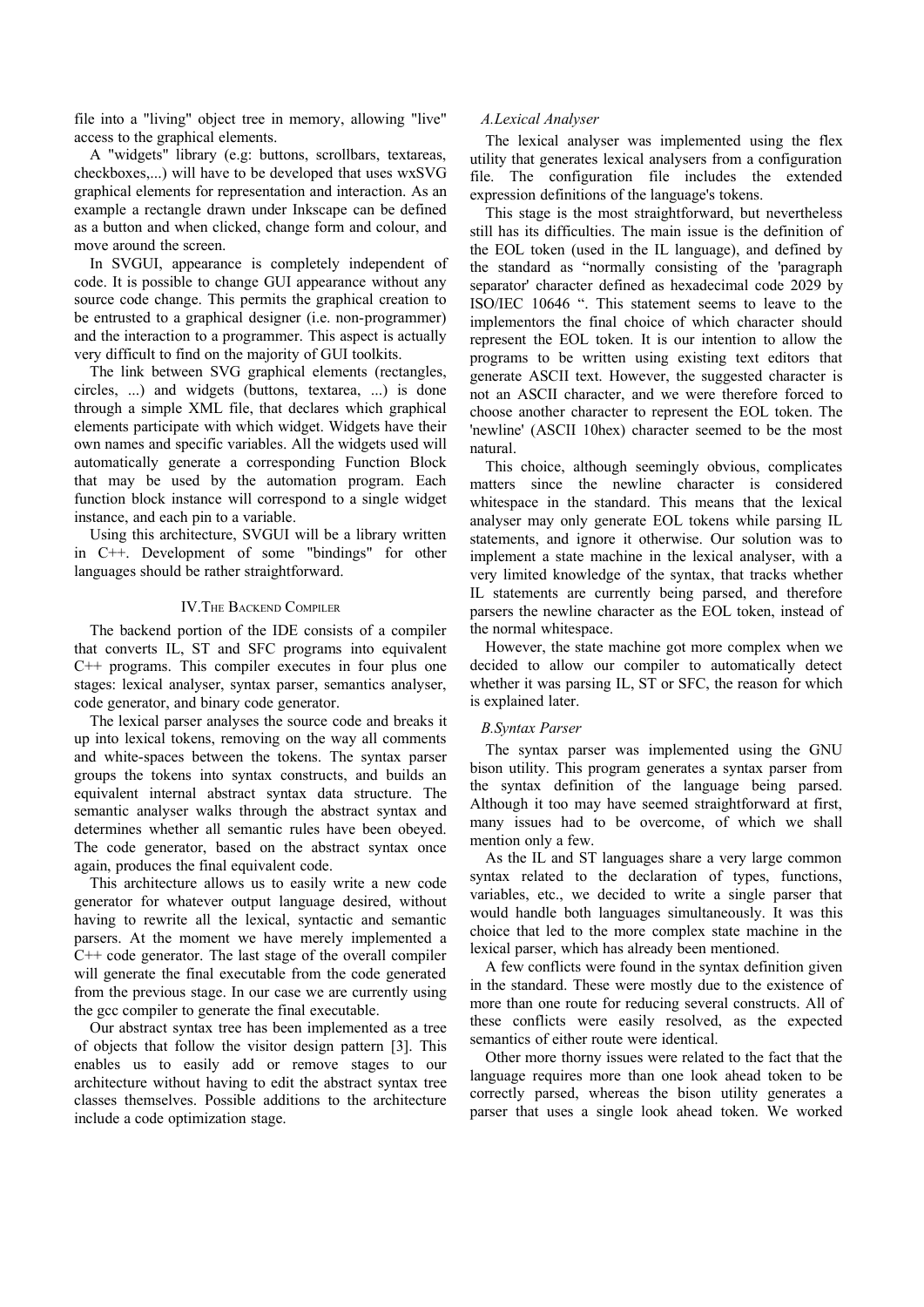file into a "living" object tree in memory, allowing "live" access to the graphical elements.

A "widgets" library (e.g: buttons, scrollbars, textareas, checkboxes,...) will have to be developed that uses wxSVG graphical elements for representation and interaction. As an example a rectangle drawn under Inkscape can be defined as a button and when clicked, change form and colour, and move around the screen.

In SVGUI, appearance is completely independent of code. It is possible to change GUI appearance without any source code change. This permits the graphical creation to be entrusted to a graphical designer (i.e. non-programmer) and the interaction to a programmer. This aspect is actually very difficult to find on the majority of GUI toolkits.

The link between SVG graphical elements (rectangles, circles, ...) and widgets (buttons, textarea, ...) is done through a simple XML file, that declares which graphical elements participate with which widget. Widgets have their own names and specific variables. All the widgets used will automatically generate a corresponding Function Block that may be used by the automation program. Each function block instance will correspond to a single widget instance, and each pin to a variable.

Using this architecture, SVGUI will be a library written in C++. Development of some "bindings" for other languages should be rather straightforward.

## IV. The Backend Compiler

The backend portion of the IDE consists of a compiler that converts IL, ST and SFC programs into equivalent C++ programs. This compiler executes in four plus one stages: lexical analyser, syntax parser, semantics analyser, code generator, and binary code generator.

The lexical parser analyses the source code and breaks it up into lexical tokens, removing on the way all comments and white-spaces between the tokens. The syntax parser groups the tokens into syntax constructs, and builds an equivalent internal abstract syntax data structure. The semantic analyser walks through the abstract syntax and determines whether all semantic rules have been obeyed. The code generator, based on the abstract syntax once again, produces the final equivalent code.

This architecture allows us to easily write a new code generator for whatever output language desired, without having to rewrite all the lexical, syntactic and semantic parsers. At the moment we have merely implemented a C++ code generator. The last stage of the overall compiler will generate the final executable from the code generated from the previous stage. In our case we are currently using the gcc compiler to generate the final executable.

Our abstract syntax tree has been implemented as a tree of objects that follow the visitor design pattern [3]. This enables us to easily add or remove stages to our architecture without having to edit the abstract syntax tree classes themselves. Possible additions to the architecture include a code optimization stage.

### A. Lexical Analyser

The lexical analyser was implemented using the flex utility that generates lexical analysers from a configuration file. The configuration file includes the extended expression definitions of the language's tokens.

This stage is the most straightforward, but nevertheless still has its difficulties. The main issue is the definition of the EOL token (used in the IL language), and defined by the standard as "normally consisting of the 'paragraph separator' character defined as hexadecimal code 2029 by ISO/IEC 10646 ". This statement seems to leave to the implementors the final choice of which character should represent the EOL token. It is our intention to allow the programs to be written using existing text editors that generate ASCII text. However, the suggested character is not an ASCII character, and we were therefore forced to choose another character to represent the EOL token. The 'newline' (ASCII 10hex) character seemed to be the most natural.

This choice, although seemingly obvious, complicates matters since the newline character is considered whitespace in the standard. This means that the lexical analyser may only generate EOL tokens while parsing IL statements, and ignore it otherwise. Our solution was to implement a state machine in the lexical analyser, with a very limited knowledge of the syntax, that tracks whether IL statements are currently being parsed, and therefore parsers the newline character as the EOL token, instead of the normal whitespace.

However, the state machine got more complex when we decided to allow our compiler to automatically detect whether it was parsing IL, ST or SFC, the reason for which is explained later.

### B. Syntax Parser

The syntax parser was implemented using the GNU bison utility. This program generates a syntax parser from the syntax definition of the language being parsed. Although it too may have seemed straightforward at first, many issues had to be overcome, of which we shall mention only a few.

As the IL and ST languages share a very large common syntax related to the declaration of types, functions, variables, etc., we decided to write a single parser that would handle both languages simultaneously. It was this choice that led to the more complex state machine in the lexical parser, which has already been mentioned.

A few conflicts were found in the syntax definition given in the standard. These were mostly due to the existence of more than one route for reducing several constructs. All of these conflicts were easily resolved, as the expected semantics of either route were identical.

Other more thorny issues were related to the fact that the language requires more than one look ahead token to be correctly parsed, whereas the bison utility generates a parser that uses a single look ahead token. We worked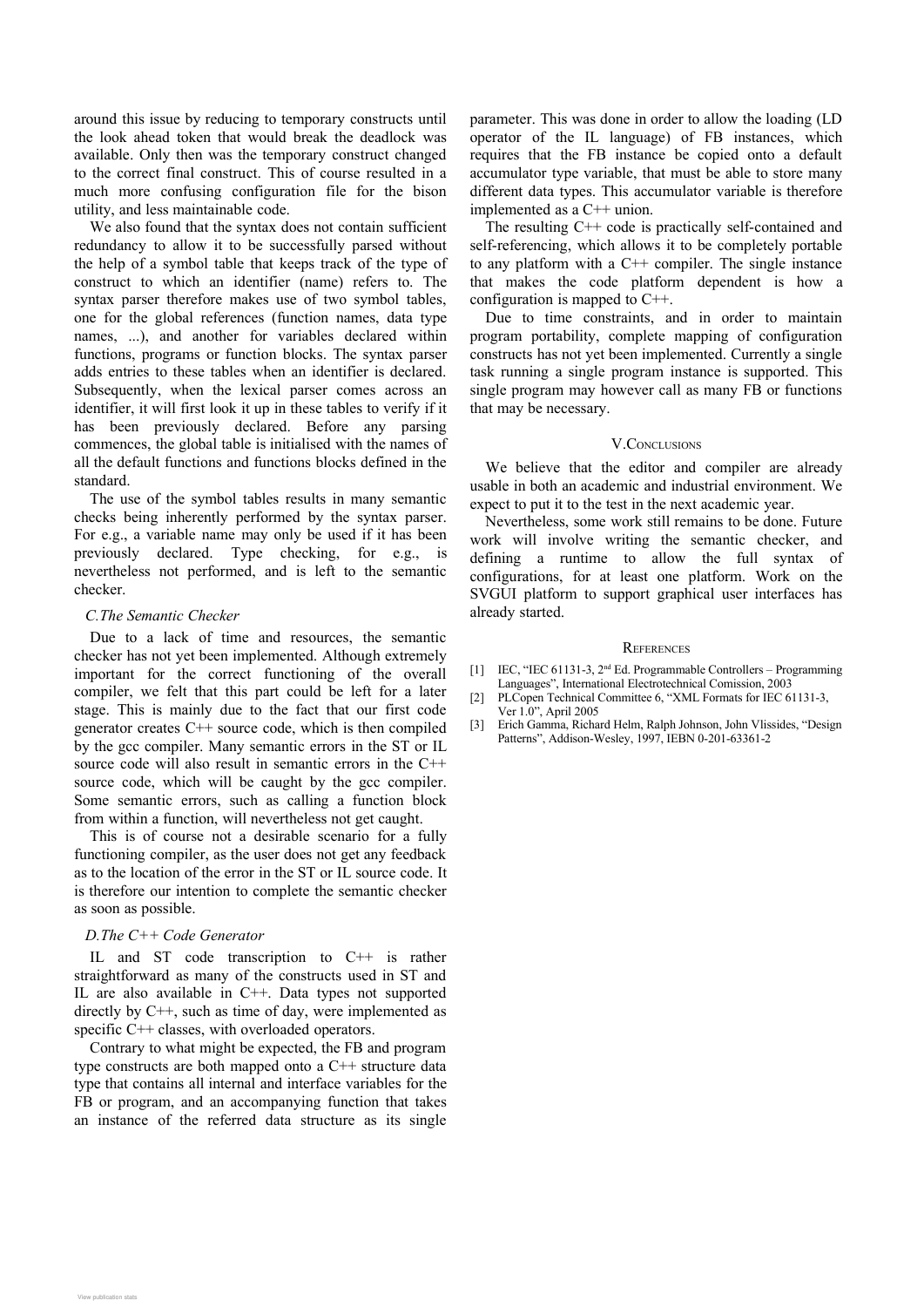around this issue by reducing to temporary constructs until the look ahead token that would break the deadlock was available. Only then was the temporary construct changed to the correct final construct. This of course resulted in a much more confusing configuration file for the bison utility, and less maintainable code.

We also found that the syntax does not contain sufficient redundancy to allow it to be successfully parsed without the help of a symbol table that keeps track of the type of construct to which an identifier (name) refers to. The syntax parser therefore makes use of two symbol tables, one for the global references (function names, data type names, ...), and another for variables declared within functions, programs or function blocks. The syntax parser adds entries to these tables when an identifier is declared. Subsequently, when the lexical parser comes across an identifier, it will first look it up in these tables to verify if it has been previously declared. Before any parsing commences, the global table is initialised with the names of all the default functions and functions blocks defined in the standard.

The use of the symbol tables results in many semantic checks being inherently performed by the syntax parser. For e.g., a variable name may only be used if it has been previously declared. Type checking, for e.g., is nevertheless not performed, and is left to the semantic checker.

### *C.The Semantic Checker*

Due to a lack of time and resources, the semantic checker has not yet been implemented. Although extremely important for the correct functioning of the overall compiler, we felt that this part could be left for a later stage. This is mainly due to the fact that our first code generator creates C++ source code, which is then compiled by the gcc compiler. Many semantic errors in the ST or IL source code will also result in semantic errors in the C++ source code, which will be caught by the gcc compiler. Some semantic errors, such as calling a function block from within a function, will nevertheless not get caught.

This is of course not a desirable scenario for a fully functioning compiler, as the user does not get any feedback as to the location of the error in the ST or IL source code. It is therefore our intention to complete the semantic checker as soon as possible.

### *D.The C++ Code Generator*

IL and ST code transcription to C++ is rather straightforward as many of the constructs used in ST and IL are also available in C++. Data types not supported directly by C++, such as time of day, were implemented as specific C++ classes, with overloaded operators.

Contrary to what might be expected, the FB and program type constructs are both mapped onto a C++ structure data type that contains all internal and interface variables for the FB or program, and an accompanying function that takes an instance of the referred data structure as its single parameter. This was done in order to allow the loading (LD operator of the IL language) of FB instances, which requires that the FB instance be copied onto a default accumulator type variable, that must be able to store many different data types. This accumulator variable is therefore implemented as a C++ union.

The resulting C++ code is practically self-contained and self-referencing, which allows it to be completely portable to any platform with a C++ compiler. The single instance that makes the code platform dependent is how a configuration is mapped to C++.

Due to time constraints, and in order to maintain program portability, complete mapping of configuration constructs has not yet been implemented. Currently a single task running a single program instance is supported. This single program may however call as many FB or functions that may be necessary.

## V.Conclusions

We believe that the editor and compiler are already usable in both an academic and industrial environment. We expect to put it to the test in the next academic year.

Nevertheless, some work still remains to be done. Future work will involve writing the semantic checker, and defining a runtime to allow the full syntax of configurations, for at least one platform. Work on the SVGUI platform to support graphical user interfaces has already started.

## References

[1] IEC, "IEC 61131-3, 2nd Ed. Programmable Controllers – Programming Languages", International Electrotechnical Comission, 2003

[2] PLCopen Technical Committee 6, "XML Formats for IEC 61131-3, Ver 1.0", April 2005

[3] Erich Gamma, Richard Helm, Ralph Johnson, John Vlissides, "Design Patterns", Addison-Wesley, 1997, IEBN 0-201-63361-2